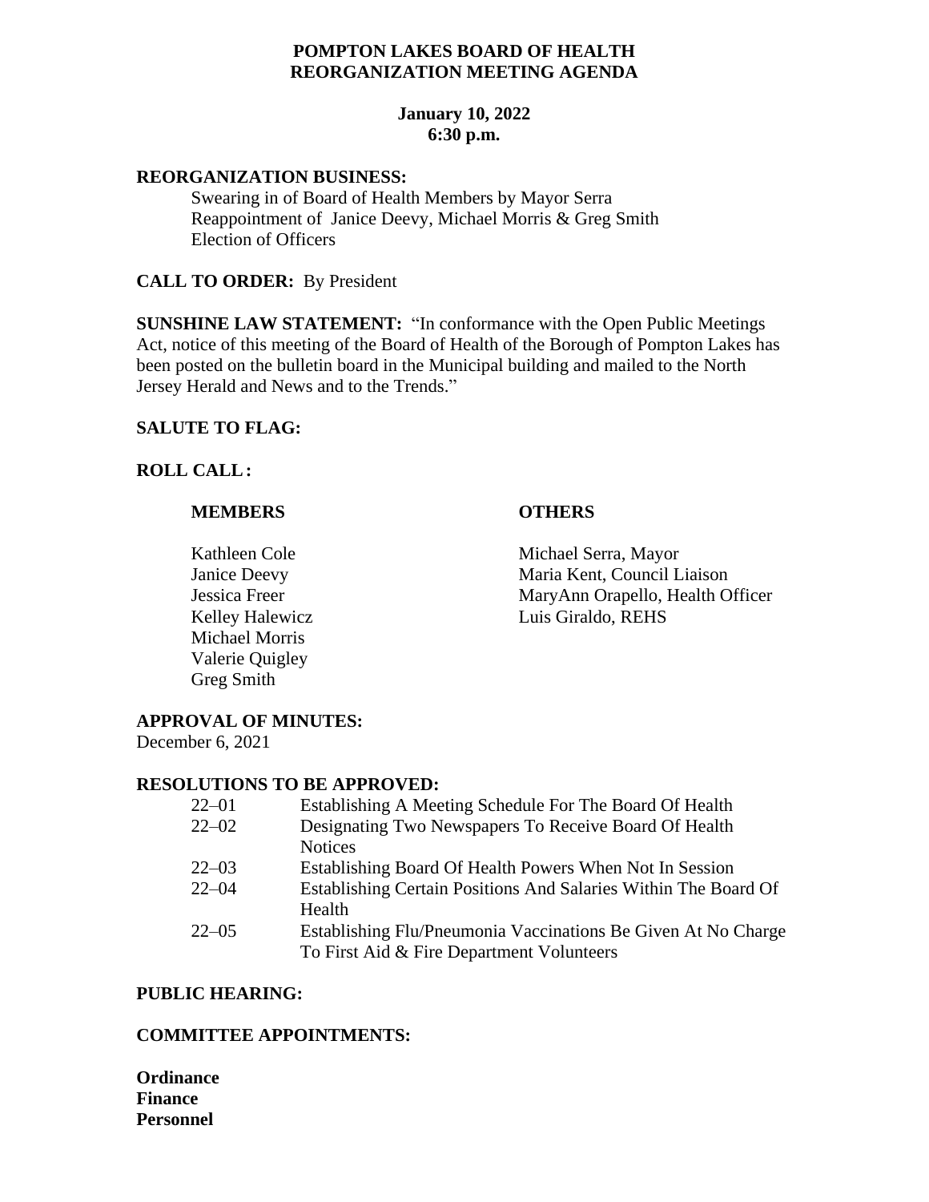# POMPTON LAKES BOARD OF HEALTH
# REORGANIZATION MEETING AGENDA

**January 10, 2022**
**6:30 p.m.**

**REORGANIZATION BUSINESS:**

Swearing in of Board of Health Members by Mayor Serra
Reappointment of Janice Deevy, Michael Morris & Greg Smith
Election of Officers

**CALL TO ORDER:** By President

**SUNSHINE LAW STATEMENT:** "In conformance with the Open Public Meetings Act, notice of this meeting of the Board of Health of the Borough of Pompton Lakes has been posted on the bulletin board in the Municipal building and mailed to the North Jersey Herald and News and to the Trends."

**SALUTE TO FLAG:**

**ROLL CALL:**

| MEMBERS | OTHERS |
|---|---|
| Kathleen Cole | Michael Serra, Mayor |
| Janice Deevy | Maria Kent, Council Liaison |
| Jessica Freer | MaryAnn Orapello, Health Officer |
| Kelley Halewicz | Luis Giraldo, REHS |
| Michael Morris | |
| Valerie Quigley | |
| Greg Smith | |

**APPROVAL OF MINUTES:**
December 6, 2021

**RESOLUTIONS TO BE APPROVED:**

| | |
|---|---|
| 22–01 | Establishing A Meeting Schedule For The Board Of Health |
| 22–02 | Designating Two Newspapers To Receive Board Of Health Notices |
| 22–03 | Establishing Board Of Health Powers When Not In Session |
| 22–04 | Establishing Certain Positions And Salaries Within The Board Of Health |
| 22–05 | Establishing Flu/Pneumonia Vaccinations Be Given At No Charge To First Aid & Fire Department Volunteers |

**PUBLIC HEARING:**

**COMMITTEE APPOINTMENTS:**

**Ordinance**
**Finance**
**Personnel**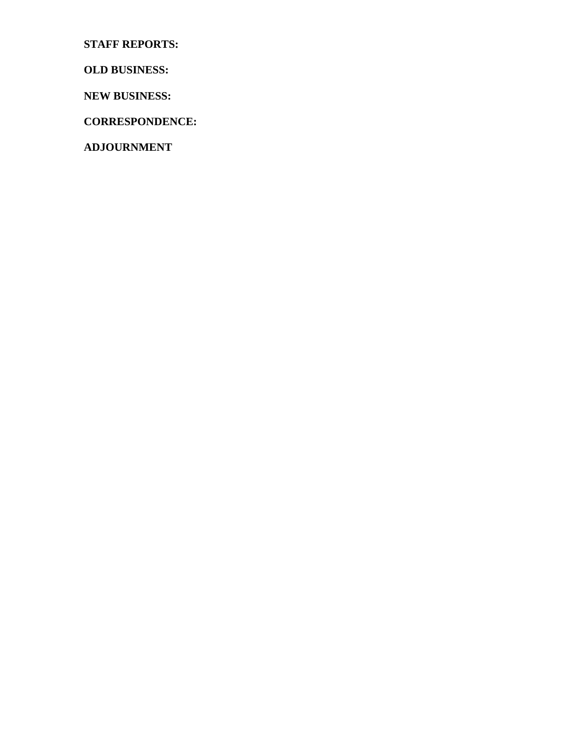**STAFF REPORTS:**

**OLD BUSINESS:**

**NEW BUSINESS:**

**CORRESPONDENCE:**

**ADJOURNMENT**